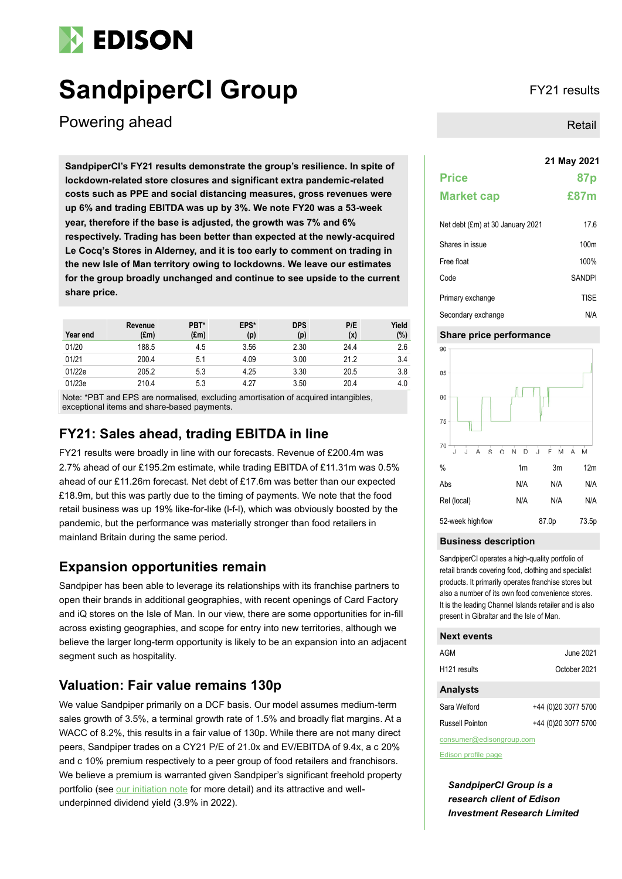# SandpiperCI Group

FY21 results

## Powering ahead

Retail

**SandpiperCI's FY21 results demonstrate the group's resilience. In spite of lockdown-related store closures and significant extra pandemic-related costs such as PPE and social distancing measures, gross revenues were up 6% and trading EBITDA was up by 3%. We note FY20 was a 53-week year, therefore if the base is adjusted, the growth was 7% and 6% respectively. Trading has been better than expected at the newly-acquired Le Cocq's Stores in Alderney, and it is too early to comment on trading in the new Isle of Man territory owing to lockdowns. We leave our estimates for the group broadly unchanged and continue to see upside to the current share price.**

| Year end | Revenue (£m) | PBT* (£m) | EPS* (p) | DPS (p) | P/E (x) | Yield (%) |
|---|---|---|---|---|---|---|
| 01/20 | 188.5 | 4.5 | 3.56 | 2.30 | 24.4 | 2.6 |
| 01/21 | 200.4 | 5.1 | 4.09 | 3.00 | 21.2 | 3.4 |
| 01/22e | 205.2 | 5.3 | 4.25 | 3.30 | 20.5 | 3.8 |
| 01/23e | 210.4 | 5.3 | 4.27 | 3.50 | 20.4 | 4.0 |

Note: *PBT and EPS are normalised, excluding amortisation of acquired intangibles, exceptional items and share-based payments.

## FY21: Sales ahead, trading EBITDA in line

FY21 results were broadly in line with our forecasts. Revenue of £200.4m was 2.7% ahead of our £195.2m estimate, while trading EBITDA of £11.31m was 0.5% ahead of our £11.26m forecast. Net debt of £17.6m was better than our expected £18.9m, but this was partly due to the timing of payments. We note that the food retail business was up 19% like-for-like (l-f-l), which was obviously boosted by the pandemic, but the performance was materially stronger than food retailers in mainland Britain during the same period.

## Expansion opportunities remain

Sandpiper has been able to leverage its relationships with its franchise partners to open their brands in additional geographies, with recent openings of Card Factory and iQ stores on the Isle of Man. In our view, there are some opportunities for in-fill across existing geographies, and scope for entry into new territories, although we believe the larger long-term opportunity is likely to be an expansion into an adjacent segment such as hospitality.

## Valuation: Fair value remains 130p

We value Sandpiper primarily on a DCF basis. Our model assumes medium-term sales growth of 3.5%, a terminal growth rate of 1.5% and broadly flat margins. At a WACC of 8.2%, this results in a fair value of 130p. While there are not many direct peers, Sandpiper trades on a CY21 P/E of 21.0x and EV/EBITDA of 9.4x, a c 20% and c 10% premium respectively to a peer group of food retailers and franchisors. We believe a premium is warranted given Sandpiper's significant freehold property portfolio (see our initiation note for more detail) and its attractive and well-underpinned dividend yield (3.9% in 2022).

**21 May 2021**

| | |
|---|---|
| **Price** | **87p** |
| **Market cap** | **£87m** |

| | |
|---|---|
| Net debt (£m) at 30 January 2021 | 17.6 |
| Shares in issue | 100m |
| Free float | 100% |
| Code | SANDPI |
| Primary exchange | TISE |
| Secondary exchange | N/A |

### Share price performance

| % | 1m | 3m | 12m |
|---|---|---|---|
| Abs | N/A | N/A | N/A |
| Rel (local) | N/A | N/A | N/A |
| 52-week high/low | | 87.0p | 73.5p |

### Business description

SandpiperCI operates a high-quality portfolio of retail brands covering food, clothing and specialist products. It primarily operates franchise stores but also a number of its own food convenience stores. It is the leading Channel Islands retailer and is also present in Gibraltar and the Isle of Man.

### Next events

| | |
|---|---|
| AGM | June 2021 |
| H121 results | October 2021 |

### Analysts

| | |
|---|---|
| Sara Welford | +44 (0)20 3077 5700 |
| Russell Pointon | +44 (0)20 3077 5700 |

consumer@edisongroup.com

Edison profile page

***SandpiperCI Group is a research client of Edison Investment Research Limited***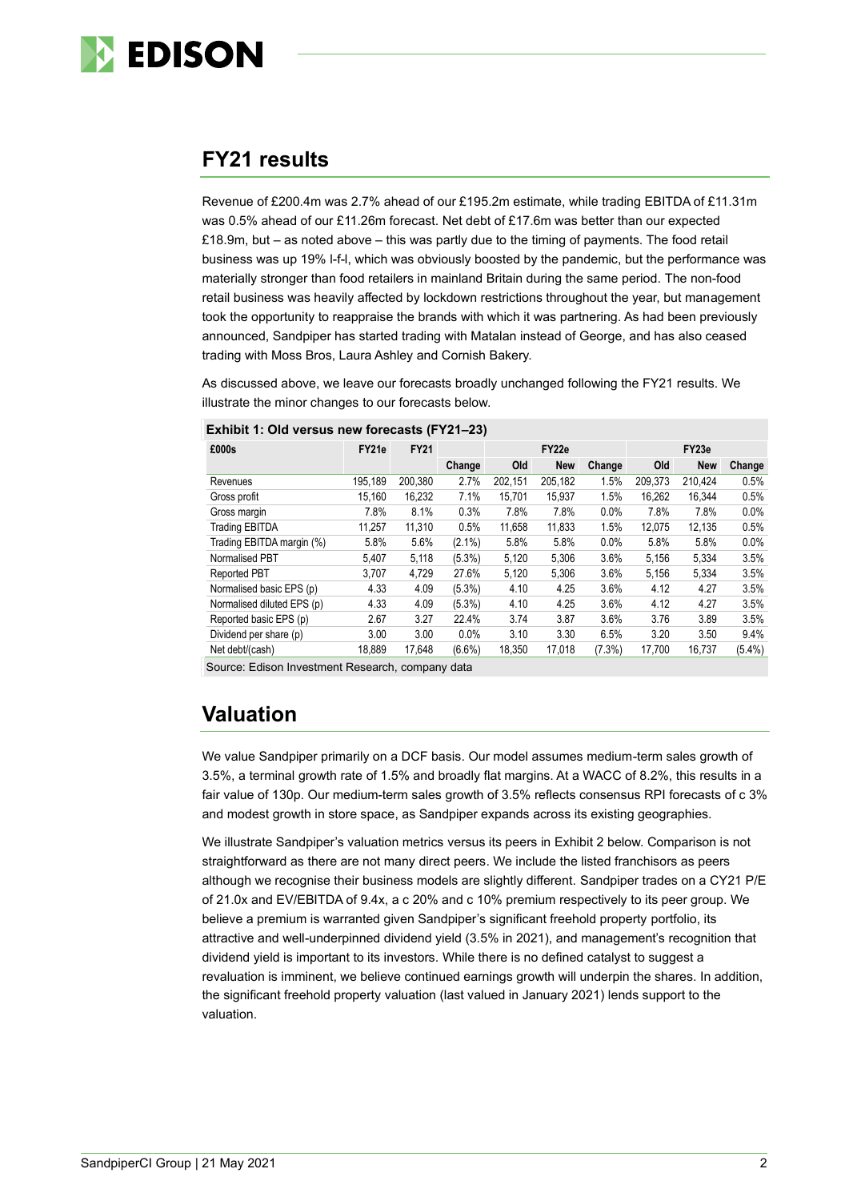## FY21 results

Revenue of £200.4m was 2.7% ahead of our £195.2m estimate, while trading EBITDA of £11.31m was 0.5% ahead of our £11.26m forecast. Net debt of £17.6m was better than our expected £18.9m, but – as noted above – this was partly due to the timing of payments. The food retail business was up 19% l-f-l, which was obviously boosted by the pandemic, but the performance was materially stronger than food retailers in mainland Britain during the same period. The non-food retail business was heavily affected by lockdown restrictions throughout the year, but management took the opportunity to reappraise the brands with which it was partnering. As had been previously announced, Sandpiper has started trading with Matalan instead of George, and has also ceased trading with Moss Bros, Laura Ashley and Cornish Bakery.

As discussed above, we leave our forecasts broadly unchanged following the FY21 results. We illustrate the minor changes to our forecasts below.

**Exhibit 1: Old versus new forecasts (FY21–23)**

| £000s | FY21e | FY21 | | FY22e | | | FY23e | | |
|---|---|---|---|---|---|---|---|---|---|
| | | | Change | Old | New | Change | Old | New | Change |
| Revenues | 195,189 | 200,380 | 2.7% | 202,151 | 205,182 | 1.5% | 209,373 | 210,424 | 0.5% |
| Gross profit | 15,160 | 16,232 | 7.1% | 15,701 | 15,937 | 1.5% | 16,262 | 16,344 | 0.5% |
| Gross margin | 7.8% | 8.1% | 0.3% | 7.8% | 7.8% | 0.0% | 7.8% | 7.8% | 0.0% |
| Trading EBITDA | 11,257 | 11,310 | 0.5% | 11,658 | 11,833 | 1.5% | 12,075 | 12,135 | 0.5% |
| Trading EBITDA margin (%) | 5.8% | 5.6% | (2.1%) | 5.8% | 5.8% | 0.0% | 5.8% | 5.8% | 0.0% |
| Normalised PBT | 5,407 | 5,118 | (5.3%) | 5,120 | 5,306 | 3.6% | 5,156 | 5,334 | 3.5% |
| Reported PBT | 3,707 | 4,729 | 27.6% | 5,120 | 5,306 | 3.6% | 5,156 | 5,334 | 3.5% |
| Normalised basic EPS (p) | 4.33 | 4.09 | (5.3%) | 4.10 | 4.25 | 3.6% | 4.12 | 4.27 | 3.5% |
| Normalised diluted EPS (p) | 4.33 | 4.09 | (5.3%) | 4.10 | 4.25 | 3.6% | 4.12 | 4.27 | 3.5% |
| Reported basic EPS (p) | 2.67 | 3.27 | 22.4% | 3.74 | 3.87 | 3.6% | 3.76 | 3.89 | 3.5% |
| Dividend per share (p) | 3.00 | 3.00 | 0.0% | 3.10 | 3.30 | 6.5% | 3.20 | 3.50 | 9.4% |
| Net debt/(cash) | 18,889 | 17,648 | (6.6%) | 18,350 | 17,018 | (7.3%) | 17,700 | 16,737 | (5.4%) |

Source: Edison Investment Research, company data

## Valuation

We value Sandpiper primarily on a DCF basis. Our model assumes medium-term sales growth of 3.5%, a terminal growth rate of 1.5% and broadly flat margins. At a WACC of 8.2%, this results in a fair value of 130p. Our medium-term sales growth of 3.5% reflects consensus RPI forecasts of c 3% and modest growth in store space, as Sandpiper expands across its existing geographies.

We illustrate Sandpiper's valuation metrics versus its peers in Exhibit 2 below. Comparison is not straightforward as there are not many direct peers. We include the listed franchisors as peers although we recognise their business models are slightly different. Sandpiper trades on a CY21 P/E of 21.0x and EV/EBITDA of 9.4x, a c 20% and c 10% premium respectively to its peer group. We believe a premium is warranted given Sandpiper's significant freehold property portfolio, its attractive and well-underpinned dividend yield (3.5% in 2021), and management's recognition that dividend yield is important to its investors. While there is no defined catalyst to suggest a revaluation is imminent, we believe continued earnings growth will underpin the shares. In addition, the significant freehold property valuation (last valued in January 2021) lends support to the valuation.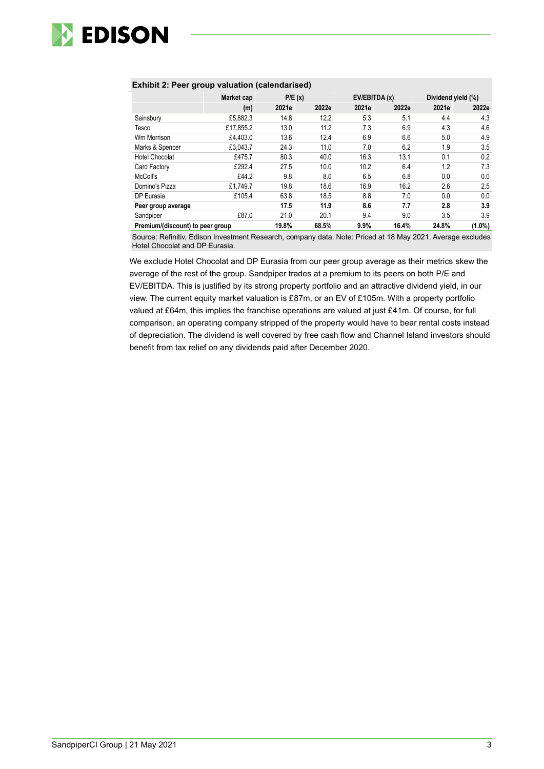**Exhibit 2: Peer group valuation (calendarised)**

| | Market cap | P/E (x) | | EV/EBITDA (x) | | Dividend yield (%) | |
|---|---|---|---|---|---|---|---|
| | (m) | 2021e | 2022e | 2021e | 2022e | 2021e | 2022e |
| Sainsbury | £5,882.3 | 14.8 | 12.2 | 5.3 | 5.1 | 4.4 | 4.3 |
| Tesco | £17,855.2 | 13.0 | 11.2 | 7.3 | 6.9 | 4.3 | 4.6 |
| Wm Morrison | £4,403.0 | 13.6 | 12.4 | 6.9 | 6.6 | 5.0 | 4.9 |
| Marks & Spencer | £3,043.7 | 24.3 | 11.0 | 7.0 | 6.2 | 1.9 | 3.5 |
| Hotel Chocolat | £475.7 | 80.3 | 40.0 | 16.3 | 13.1 | 0.1 | 0.2 |
| Card Factory | £292.4 | 27.5 | 10.0 | 10.2 | 6.4 | 1.2 | 7.3 |
| McColl's | £44.2 | 9.8 | 8.0 | 6.5 | 6.8 | 0.0 | 0.0 |
| Domino's Pizza | £1,749.7 | 19.8 | 18.6 | 16.9 | 16.2 | 2.6 | 2.5 |
| DP Eurasia | £105.4 | 63.8 | 18.5 | 8.8 | 7.0 | 0.0 | 0.0 |
| **Peer group average** | | **17.5** | **11.9** | **8.6** | **7.7** | **2.8** | **3.9** |
| Sandpiper | £87.0 | 21.0 | 20.1 | 9.4 | 9.0 | 3.5 | 3.9 |
| **Premium/(discount) to peer group** | | **19.8%** | **68.5%** | **9.9%** | **16.4%** | **24.8%** | **(1.0%)** |

Source: Refinitiv, Edison Investment Research, company data. Note: Priced at 18 May 2021. Average excludes Hotel Chocolat and DP Eurasia.

We exclude Hotel Chocolat and DP Eurasia from our peer group average as their metrics skew the average of the rest of the group. Sandpiper trades at a premium to its peers on both P/E and EV/EBITDA. This is justified by its strong property portfolio and an attractive dividend yield, in our view. The current equity market valuation is £87m, or an EV of £105m. With a property portfolio valued at £64m, this implies the franchise operations are valued at just £41m. Of course, for full comparison, an operating company stripped of the property would have to bear rental costs instead of depreciation. The dividend is well covered by free cash flow and Channel Island investors should benefit from tax relief on any dividends paid after December 2020.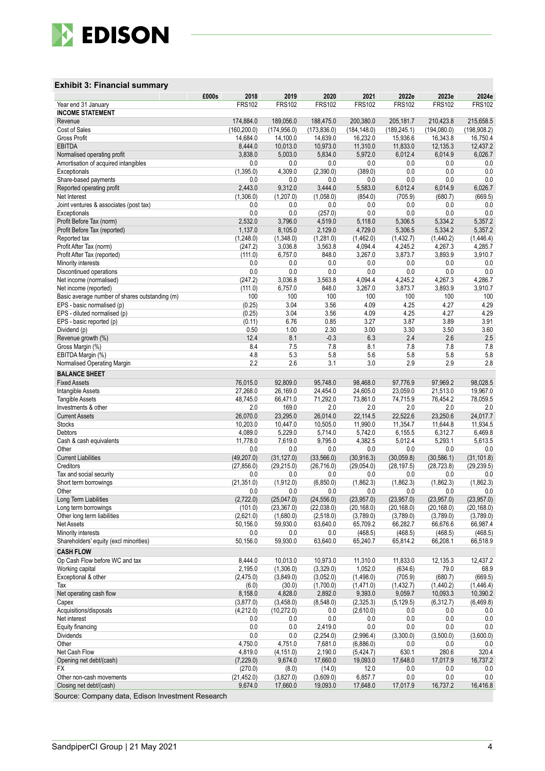### Exhibit 3: Financial summary

| £000s | 2018 | 2019 | 2020 | 2021 | 2022e | 2023e | 2024e |
|---|---|---|---|---|---|---|---|
| Year end 31 January | FRS102 | FRS102 | FRS102 | FRS102 | FRS102 | FRS102 | FRS102 |
| **INCOME STATEMENT** | | | | | | | |
| Revenue | 174,884.0 | 189,056.0 | 188,475.0 | 200,380.0 | 205,181.7 | 210,423.8 | 215,658.5 |
| Cost of Sales | (160,200.0) | (174,956.0) | (173,836.0) | (184,148.0) | (189,245.1) | (194,080.0) | (198,908.2) |
| Gross Profit | 14,684.0 | 14,100.0 | 14,639.0 | 16,232.0 | 15,936.6 | 16,343.8 | 16,750.4 |
| EBITDA | 8,444.0 | 10,013.0 | 10,973.0 | 11,310.0 | 11,833.0 | 12,135.3 | 12,437.2 |
| Normalised operating profit | 3,838.0 | 5,003.0 | 5,834.0 | 5,972.0 | 6,012.4 | 6,014.9 | 6,026.7 |
| Amortisation of acquired intangibles | 0.0 | 0.0 | 0.0 | 0.0 | 0.0 | 0.0 | 0.0 |
| Exceptionals | (1,395.0) | 4,309.0 | (2,390.0) | (389.0) | 0.0 | 0.0 | 0.0 |
| Share-based payments | 0.0 | 0.0 | 0.0 | 0.0 | 0.0 | 0.0 | 0.0 |
| Reported operating profit | 2,443.0 | 9,312.0 | 3,444.0 | 5,583.0 | 6,012.4 | 6,014.9 | 6,026.7 |
| Net Interest | (1,306.0) | (1,207.0) | (1,058.0) | (854.0) | (705.9) | (680.7) | (669.5) |
| Joint ventures & associates (post tax) | 0.0 | 0.0 | 0.0 | 0.0 | 0.0 | 0.0 | 0.0 |
| Exceptionals | 0.0 | 0.0 | (257.0) | 0.0 | 0.0 | 0.0 | 0.0 |
| Profit Before Tax (norm) | 2,532.0 | 3,796.0 | 4,519.0 | 5,118.0 | 5,306.5 | 5,334.2 | 5,357.2 |
| Profit Before Tax (reported) | 1,137.0 | 8,105.0 | 2,129.0 | 4,729.0 | 5,306.5 | 5,334.2 | 5,357.2 |
| Reported tax | (1,248.0) | (1,348.0) | (1,281.0) | (1,462.0) | (1,432.7) | (1,440.2) | (1,446.4) |
| Profit After Tax (norm) | (247.2) | 3,036.8 | 3,563.8 | 4,094.4 | 4,245.2 | 4,267.3 | 4,285.7 |
| Profit After Tax (reported) | (111.0) | 6,757.0 | 848.0 | 3,267.0 | 3,873.7 | 3,893.9 | 3,910.7 |
| Minority interests | 0.0 | 0.0 | 0.0 | 0.0 | 0.0 | 0.0 | 0.0 |
| Discontinued operations | 0.0 | 0.0 | 0.0 | 0.0 | 0.0 | 0.0 | 0.0 |
| Net income (normalised) | (247.2) | 3,036.8 | 3,563.8 | 4,094.4 | 4,245.2 | 4,267.3 | 4,286.7 |
| Net income (reported) | (111.0) | 6,757.0 | 848.0 | 3,267.0 | 3,873.7 | 3,893.9 | 3,910.7 |
| Basic average number of shares outstanding (m) | 100 | 100 | 100 | 100 | 100 | 100 | 100 |
| EPS - basic normalised (p) | (0.25) | 3.04 | 3.56 | 4.09 | 4.25 | 4.27 | 4.29 |
| EPS - diluted normalised (p) | (0.25) | 3.04 | 3.56 | 4.09 | 4.25 | 4.27 | 4.29 |
| EPS - basic reported (p) | (0.11) | 6.76 | 0.85 | 3.27 | 3.87 | 3.89 | 3.91 |
| Dividend (p) | 0.50 | 1.00 | 2.30 | 3.00 | 3.30 | 3.50 | 3.60 |
| Revenue growth (%) | 12.4 | 8.1 | -0.3 | 6.3 | 2.4 | 2.6 | 2.5 |
| Gross Margin (%) | 8.4 | 7.5 | 7.8 | 8.1 | 7.8 | 7.8 | 7.8 |
| EBITDA Margin (%) | 4.8 | 5.3 | 5.8 | 5.6 | 5.8 | 5.8 | 5.8 |
| Normalised Operating Margin | 2.2 | 2.6 | 3.1 | 3.0 | 2.9 | 2.9 | 2.8 |
| **BALANCE SHEET** | | | | | | | |
| Fixed Assets | 76,015.0 | 92,809.0 | 95,748.0 | 98,468.0 | 97,776.9 | 97,969.2 | 98,028.5 |
| Intangible Assets | 27,268.0 | 26,169.0 | 24,454.0 | 24,605.0 | 23,059.0 | 21,513.0 | 19,967.0 |
| Tangible Assets | 48,745.0 | 66,471.0 | 71,292.0 | 73,861.0 | 74,715.9 | 76,454.2 | 78,059.5 |
| Investments & other | 2.0 | 169.0 | 2.0 | 2.0 | 2.0 | 2.0 | 2.0 |
| Current Assets | 26,070.0 | 23,295.0 | 26,014.0 | 22,114.5 | 22,522.6 | 23,250.6 | 24,017.7 |
| Stocks | 10,203.0 | 10,447.0 | 10,505.0 | 11,990.0 | 11,354.7 | 11,644.8 | 11,934.5 |
| Debtors | 4,089.0 | 5,229.0 | 5,714.0 | 5,742.0 | 6,155.5 | 6,312.7 | 6,469.8 |
| Cash & cash equivalents | 11,778.0 | 7,619.0 | 9,795.0 | 4,382.5 | 5,012.4 | 5,293.1 | 5,613.5 |
| Other | 0.0 | 0.0 | 0.0 | 0.0 | 0.0 | 0.0 | 0.0 |
| Current Liabilities | (49,207.0) | (31,127.0) | (33,566.0) | (30,916.3) | (30,059.8) | (30,586.1) | (31,101.8) |
| Creditors | (27,856.0) | (29,215.0) | (26,716.0) | (29,054.0) | (28,197.5) | (28,723.8) | (29,239.5) |
| Tax and social security | 0.0 | 0.0 | 0.0 | 0.0 | 0.0 | 0.0 | 0.0 |
| Short term borrowings | (21,351.0) | (1,912.0) | (6,850.0) | (1,862.3) | (1,862.3) | (1,862.3) | (1,862.3) |
| Other | 0.0 | 0.0 | 0.0 | 0.0 | 0.0 | 0.0 | 0.0 |
| Long Term Liabilities | (2,722.0) | (25,047.0) | (24,556.0) | (23,957.0) | (23,957.0) | (23,957.0) | (23,957.0) |
| Long term borrowings | (101.0) | (23,367.0) | (22,038.0) | (20,168.0) | (20,168.0) | (20,168.0) | (20,168.0) |
| Other long term liabilities | (2,621.0) | (1,680.0) | (2,518.0) | (3,789.0) | (3,789.0) | (3,789.0) | (3,789.0) |
| Net Assets | 50,156.0 | 59,930.0 | 63,640.0 | 65,709.2 | 66,282.7 | 66,676.6 | 66,987.4 |
| Minority interests | 0.0 | 0.0 | 0.0 | (468.5) | (468.5) | (468.5) | (468.5) |
| Shareholders' equity (excl minorities) | 50,156.0 | 59,930.0 | 63,640.0 | 65,240.7 | 65,814.2 | 66,208.1 | 66,518.9 |
| **CASH FLOW** | | | | | | | |
| Op Cash Flow before WC and tax | 8,444.0 | 10,013.0 | 10,973.0 | 11,310.0 | 11,833.0 | 12,135.3 | 12,437.2 |
| Working capital | 2,195.0 | (1,306.0) | (3,329.0) | 1,052.0 | (634.6) | 79.0 | 68.9 |
| Exceptional & other | (2,475.0) | (3,849.0) | (3,052.0) | (1,498.0) | (705.9) | (680.7) | (669.5) |
| Tax | (6.0) | (30.0) | (1,700.0) | (1,471.0) | (1,432.7) | (1,440.2) | (1,446.4) |
| Net operating cash flow | 8,158.0 | 4,828.0 | 2,892.0 | 9,393.0 | 9,059.7 | 10,093.3 | 10,390.2 |
| Capex | (3,877.0) | (3,458.0) | (8,548.0) | (2,325.3) | (5,129.5) | (6,312.7) | (6,469.8) |
| Acquisitions/disposals | (4,212.0) | (10,272.0) | 0.0 | (2,610.0) | 0.0 | 0.0 | 0.0 |
| Net interest | 0.0 | 0.0 | 0.0 | 0.0 | 0.0 | 0.0 | 0.0 |
| Equity financing | 0.0 | 0.0 | 2,419.0 | 0.0 | 0.0 | 0.0 | 0.0 |
| Dividends | 0.0 | 0.0 | (2,254.0) | (2,996.4) | (3,300.0) | (3,500.0) | (3,600.0) |
| Other | 4,750.0 | 4,751.0 | 7,681.0 | (6,886.0) | 0.0 | 0.0 | 0.0 |
| Net Cash Flow | 4,819.0 | (4,151.0) | 2,190.0 | (5,424.7) | 630.1 | 280.6 | 320.4 |
| Opening net debt/(cash) | (7,229.0) | 9,674.0 | 17,660.0 | 19,093.0 | 17,648.0 | 17,017.9 | 16,737.2 |
| FX | (270.0) | (8.0) | (14.0) | 12.0 | 0.0 | 0.0 | 0.0 |
| Other non-cash movements | (21,452.0) | (3,827.0) | (3,609.0) | 6,857.7 | 0.0 | 0.0 | 0.0 |
| Closing net debt/(cash) | 9,674.0 | 17,660.0 | 19,093.0 | 17,648.0 | 17,017.9 | 16,737.2 | 16,416.8 |

Source: Company data, Edison Investment Research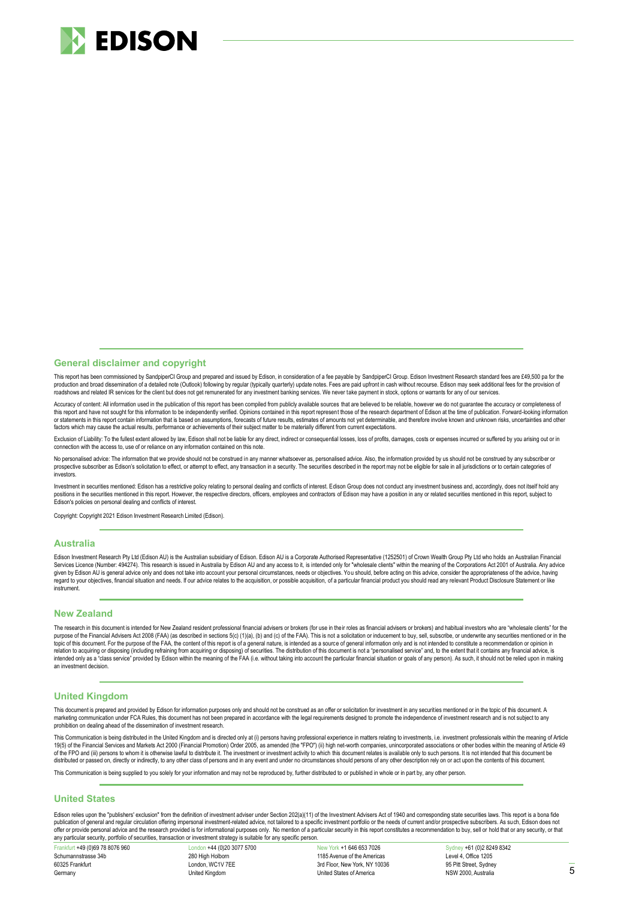## General disclaimer and copyright

This report has been commissioned by SandpiperCI Group and prepared and issued by Edison, in consideration of a fee payable by SandpiperCI Group. Edison Investment Research standard fees are £49,500 pa for the production and broad dissemination of a detailed note (Outlook) following by regular (typically quarterly) update notes. Fees are paid upfront in cash without recourse. Edison may seek additional fees for the provision of roadshows and related IR services for the client but does not get remunerated for any investment banking services. We never take payment in stock, options or warrants for any of our services.

Accuracy of content: All information used in the publication of this report has been compiled from publicly available sources that are believed to be reliable, however we do not guarantee the accuracy or completeness of this report and have not sought for this information to be independently verified. Opinions contained in this report represent those of the research department of Edison at the time of publication. Forward-looking information or statements in this report contain information that is based on assumptions, forecasts of future results, estimates of amounts not yet determinable, and therefore involve known and unknown risks, uncertainties and other factors which may cause the actual results, performance or achievements of their subject matter to be materially different from current expectations.

Exclusion of Liability: To the fullest extent allowed by law, Edison shall not be liable for any direct, indirect or consequential losses, loss of profits, damages, costs or expenses incurred or suffered by you arising out or in connection with the access to, use of or reliance on any information contained on this note.

No personalised advice: The information that we provide should not be construed in any manner whatsoever as, personalised advice. Also, the information provided by us should not be construed by any subscriber or prospective subscriber as Edison's solicitation to effect, or attempt to effect, any transaction in a security. The securities described in the report may not be eligible for sale in all jurisdictions or to certain categories of investors.

Investment in securities mentioned: Edison has a restrictive policy relating to personal dealing and conflicts of interest. Edison Group does not conduct any investment business and, accordingly, does not itself hold any positions in the securities mentioned in this report. However, the respective directors, officers, employees and contractors of Edison may have a position in any or related securities mentioned in this report, subject to Edison's policies on personal dealing and conflicts of interest.

Copyright: Copyright 2021 Edison Investment Research Limited (Edison).

## Australia

Edison Investment Research Pty Ltd (Edison AU) is the Australian subsidiary of Edison. Edison AU is a Corporate Authorised Representative (1252501) of Crown Wealth Group Pty Ltd who holds an Australian Financial Services Licence (Number: 494274). This research is issued in Australia by Edison AU and any access to it, is intended only for "wholesale clients" within the meaning of the Corporations Act 2001 of Australia. Any advice given by Edison AU is general advice only and does not take into account your personal circumstances, needs or objectives. You should, before acting on this advice, consider the appropriateness of the advice, having regard to your objectives, financial situation and needs. If our advice relates to the acquisition, or possible acquisition, of a particular financial product you should read any relevant Product Disclosure Statement or like instrument.

## New Zealand

The research in this document is intended for New Zealand resident professional financial advisers or brokers (for use in their roles as financial advisers or brokers) and habitual investors who are "wholesale clients" for the purpose of the Financial Advisers Act 2008 (FAA) (as described in sections 5(c) (1)(a), (b) and (c) of the FAA). This is not a solicitation or inducement to buy, sell, subscribe, or underwrite any securities mentioned or in the topic of this document. For the purpose of the FAA, the content of this report is of a general nature, is intended as a source of general information only and is not intended to constitute a recommendation or opinion in relation to acquiring or disposing (including refraining from acquiring or disposing) of securities. The distribution of this document is not a "personalised service" and, to the extent that it contains any financial advice, is intended only as a "class service" provided by Edison within the meaning of the FAA (i.e. without taking into account the particular financial situation or goals of any person). As such, it should not be relied upon in making an investment decision.

## United Kingdom

This document is prepared and provided by Edison for information purposes only and should not be construed as an offer or solicitation for investment in any securities mentioned or in the topic of this document. A marketing communication under FCA Rules, this document has not been prepared in accordance with the legal requirements designed to promote the independence of investment research and is not subject to any prohibition on dealing ahead of the dissemination of investment research.

This Communication is being distributed in the United Kingdom and is directed only at (i) persons having professional experience in matters relating to investments, i.e. investment professionals within the meaning of Article 19(5) of the Financial Services and Markets Act 2000 (Financial Promotion) Order 2005, as amended (the "FPO") (ii) high net-worth companies, unincorporated associations or other bodies within the meaning of Article 49 of the FPO and (iii) persons to whom it is otherwise lawful to distribute it. The investment or investment activity to which this document relates is available only to such persons. It is not intended that this document be distributed or passed on, directly or indirectly, to any other class of persons and in any event and under no circumstances should persons of any other description rely on or act upon the contents of this document.

This Communication is being supplied to you solely for your information and may not be reproduced by, further distributed to or published in whole or in part by, any other person.

## United States

Edison relies upon the "publishers' exclusion" from the definition of investment adviser under Section 202(a)(11) of the Investment Advisers Act of 1940 and corresponding state securities laws. This report is a bona fide publication of general and regular circulation offering impersonal investment-related advice, not tailored to a specific investment portfolio or the needs of current and/or prospective subscribers. As such, Edison does not offer or provide personal advice and the research provided is for informational purposes only. No mention of a particular security in this report constitutes a recommendation to buy, sell or hold that or any security, or that any particular security, portfolio of securities, transaction or investment strategy is suitable for any specific person.

Frankfurt +49 (0)69 78 8076 960
Schumannstrasse 34b
60325 Frankfurt
Germany

London +44 (0)20 3077 5700
280 High Holborn
London, WC1V 7EE
United Kingdom

New York +1 646 653 7026
1185 Avenue of the Americas
3rd Floor, New York, NY 10036
United States of America

Sydney +61 (0)2 8249 8342
Level 4, Office 1205
95 Pitt Street, Sydney
NSW 2000, Australia